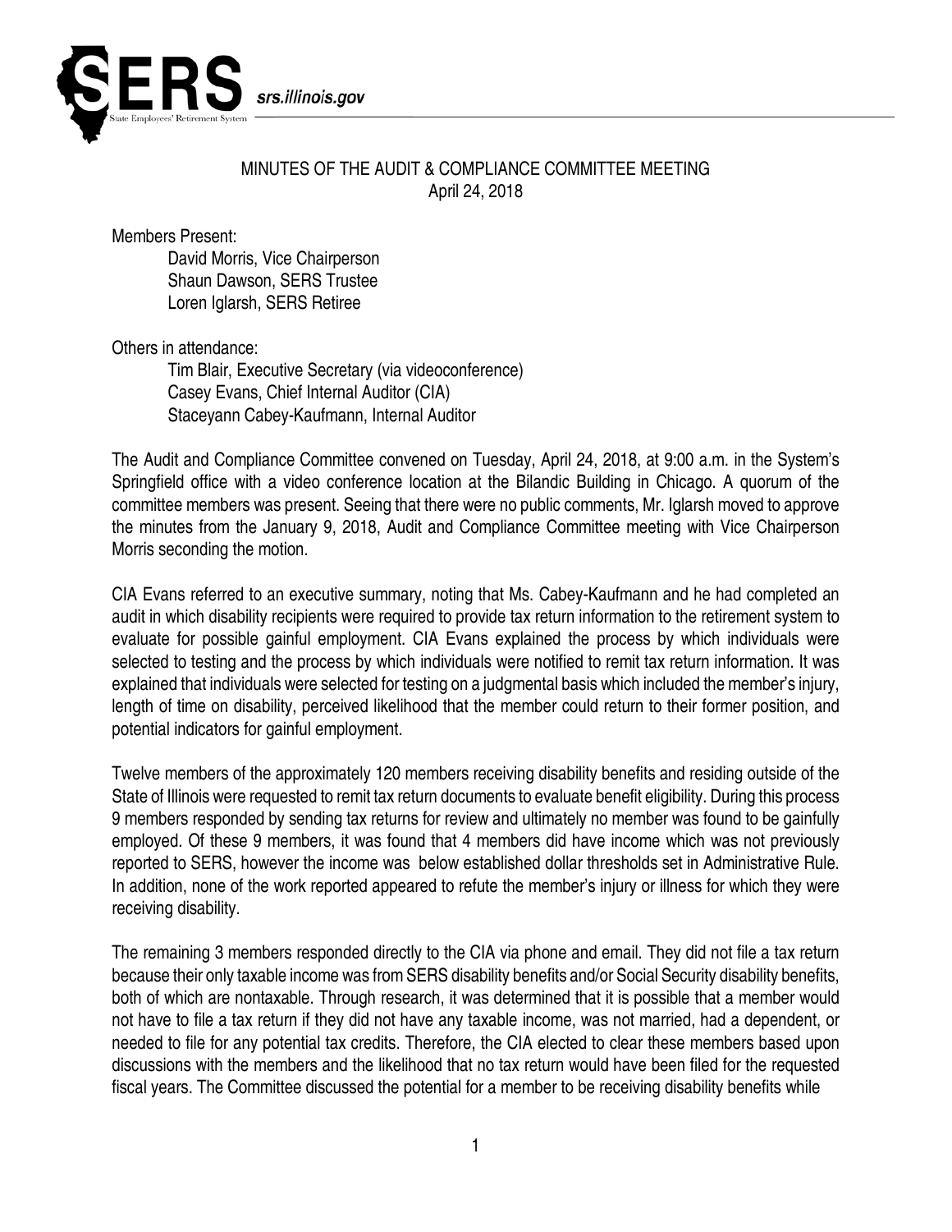SERS srs.illinois.gov

State Employees' Retirement System

## MINUTES OF THE AUDIT & COMPLIANCE COMMITTEE MEETING
April 24, 2018

Members Present:

David Morris, Vice Chairperson
Shaun Dawson, SERS Trustee
Loren Iglarsh, SERS Retiree

Others in attendance:

Tim Blair, Executive Secretary (via videoconference)
Casey Evans, Chief Internal Auditor (CIA)
Staceyann Cabey-Kaufmann, Internal Auditor

The Audit and Compliance Committee convened on Tuesday, April 24, 2018, at 9:00 a.m. in the System's Springfield office with a video conference location at the Bilandic Building in Chicago. A quorum of the committee members was present. Seeing that there were no public comments, Mr. Iglarsh moved to approve the minutes from the January 9, 2018, Audit and Compliance Committee meeting with Vice Chairperson Morris seconding the motion.

CIA Evans referred to an executive summary, noting that Ms. Cabey-Kaufmann and he had completed an audit in which disability recipients were required to provide tax return information to the retirement system to evaluate for possible gainful employment. CIA Evans explained the process by which individuals were selected to testing and the process by which individuals were notified to remit tax return information. It was explained that individuals were selected for testing on a judgmental basis which included the member's injury, length of time on disability, perceived likelihood that the member could return to their former position, and potential indicators for gainful employment.

Twelve members of the approximately 120 members receiving disability benefits and residing outside of the State of Illinois were requested to remit tax return documents to evaluate benefit eligibility. During this process 9 members responded by sending tax returns for review and ultimately no member was found to be gainfully employed. Of these 9 members, it was found that 4 members did have income which was not previously reported to SERS, however the income was below established dollar thresholds set in Administrative Rule. In addition, none of the work reported appeared to refute the member's injury or illness for which they were receiving disability.

The remaining 3 members responded directly to the CIA via phone and email. They did not file a tax return because their only taxable income was from SERS disability benefits and/or Social Security disability benefits, both of which are nontaxable. Through research, it was determined that it is possible that a member would not have to file a tax return if they did not have any taxable income, was not married, had a dependent, or needed to file for any potential tax credits. Therefore, the CIA elected to clear these members based upon discussions with the members and the likelihood that no tax return would have been filed for the requested fiscal years. The Committee discussed the potential for a member to be receiving disability benefits while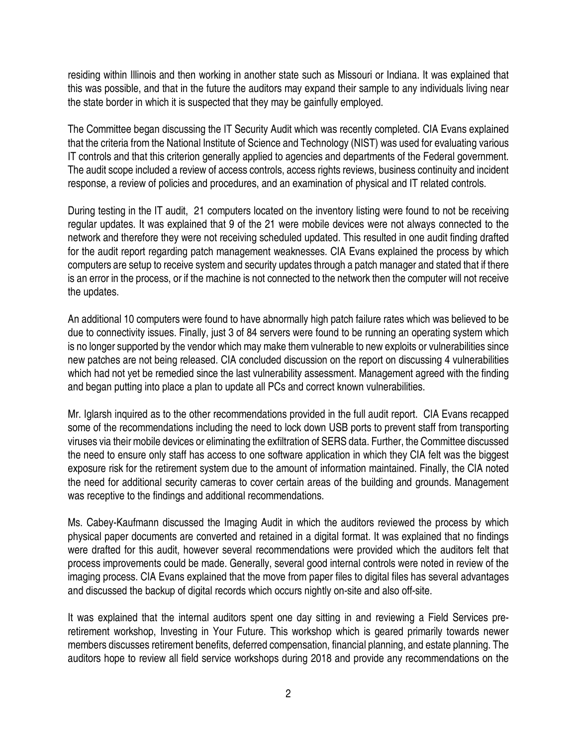residing within Illinois and then working in another state such as Missouri or Indiana. It was explained that this was possible, and that in the future the auditors may expand their sample to any individuals living near the state border in which it is suspected that they may be gainfully employed.

The Committee began discussing the IT Security Audit which was recently completed. CIA Evans explained that the criteria from the National Institute of Science and Technology (NIST) was used for evaluating various IT controls and that this criterion generally applied to agencies and departments of the Federal government. The audit scope included a review of access controls, access rights reviews, business continuity and incident response, a review of policies and procedures, and an examination of physical and IT related controls.

During testing in the IT audit, 21 computers located on the inventory listing were found to not be receiving regular updates. It was explained that 9 of the 21 were mobile devices were not always connected to the network and therefore they were not receiving scheduled updated. This resulted in one audit finding drafted for the audit report regarding patch management weaknesses. CIA Evans explained the process by which computers are setup to receive system and security updates through a patch manager and stated that if there is an error in the process, or if the machine is not connected to the network then the computer will not receive the updates.

An additional 10 computers were found to have abnormally high patch failure rates which was believed to be due to connectivity issues. Finally, just 3 of 84 servers were found to be running an operating system which is no longer supported by the vendor which may make them vulnerable to new exploits or vulnerabilities since new patches are not being released. CIA concluded discussion on the report on discussing 4 vulnerabilities which had not yet be remedied since the last vulnerability assessment. Management agreed with the finding and began putting into place a plan to update all PCs and correct known vulnerabilities.

Mr. Iglarsh inquired as to the other recommendations provided in the full audit report. CIA Evans recapped some of the recommendations including the need to lock down USB ports to prevent staff from transporting viruses via their mobile devices or eliminating the exfiltration of SERS data. Further, the Committee discussed the need to ensure only staff has access to one software application in which they CIA felt was the biggest exposure risk for the retirement system due to the amount of information maintained. Finally, the CIA noted the need for additional security cameras to cover certain areas of the building and grounds. Management was receptive to the findings and additional recommendations.

Ms. Cabey-Kaufmann discussed the Imaging Audit in which the auditors reviewed the process by which physical paper documents are converted and retained in a digital format. It was explained that no findings were drafted for this audit, however several recommendations were provided which the auditors felt that process improvements could be made. Generally, several good internal controls were noted in review of the imaging process. CIA Evans explained that the move from paper files to digital files has several advantages and discussed the backup of digital records which occurs nightly on-site and also off-site.

It was explained that the internal auditors spent one day sitting in and reviewing a Field Services pre-retirement workshop, Investing in Your Future. This workshop which is geared primarily towards newer members discusses retirement benefits, deferred compensation, financial planning, and estate planning. The auditors hope to review all field service workshops during 2018 and provide any recommendations on the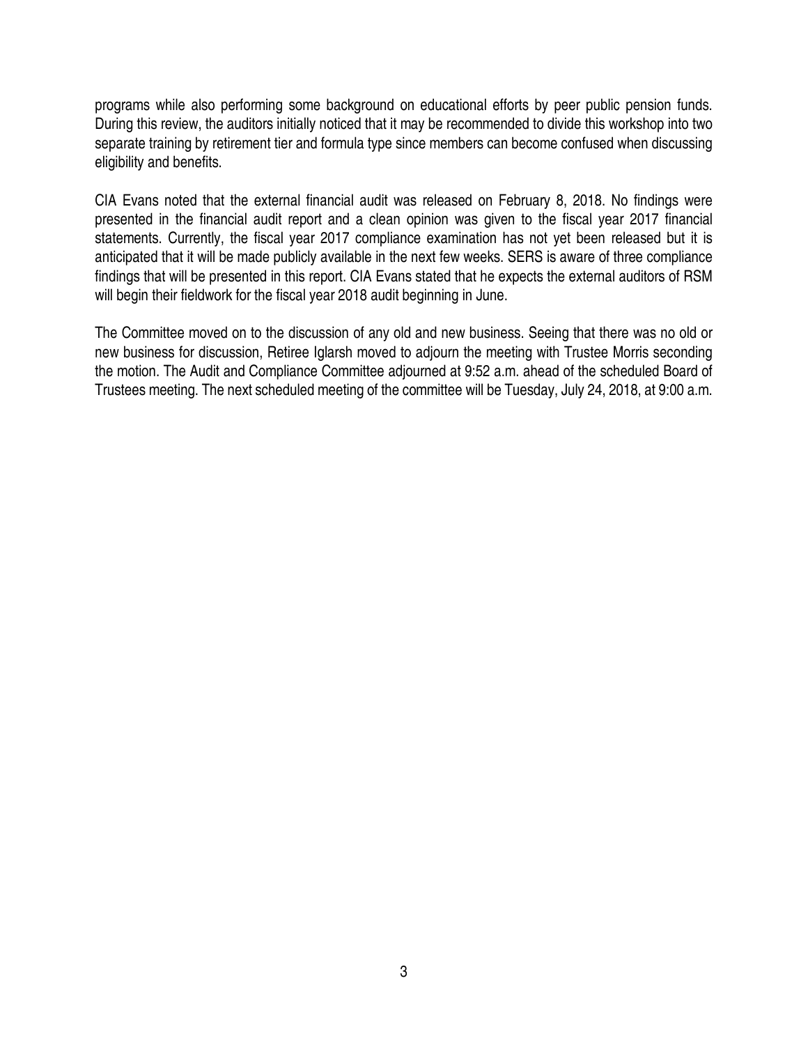programs while also performing some background on educational efforts by peer public pension funds. During this review, the auditors initially noticed that it may be recommended to divide this workshop into two separate training by retirement tier and formula type since members can become confused when discussing eligibility and benefits.

CIA Evans noted that the external financial audit was released on February 8, 2018. No findings were presented in the financial audit report and a clean opinion was given to the fiscal year 2017 financial statements. Currently, the fiscal year 2017 compliance examination has not yet been released but it is anticipated that it will be made publicly available in the next few weeks. SERS is aware of three compliance findings that will be presented in this report. CIA Evans stated that he expects the external auditors of RSM will begin their fieldwork for the fiscal year 2018 audit beginning in June.

The Committee moved on to the discussion of any old and new business. Seeing that there was no old or new business for discussion, Retiree Iglarsh moved to adjourn the meeting with Trustee Morris seconding the motion. The Audit and Compliance Committee adjourned at 9:52 a.m. ahead of the scheduled Board of Trustees meeting. The next scheduled meeting of the committee will be Tuesday, July 24, 2018, at 9:00 a.m.